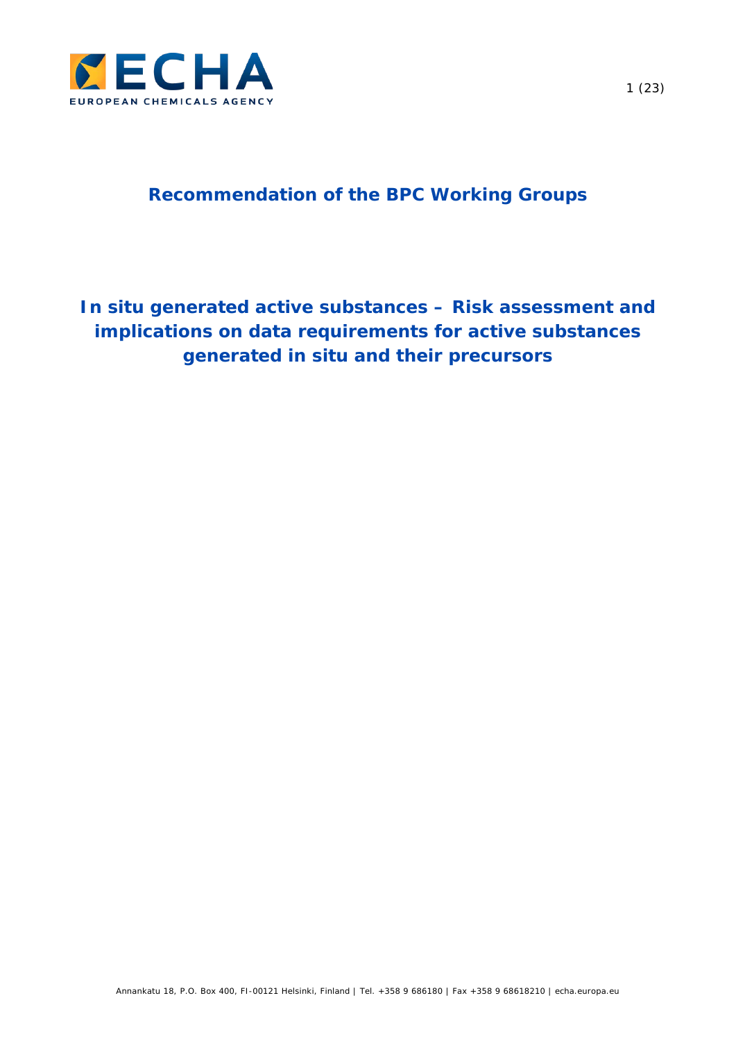# Recommendation of the BPC Working Groups

## In situ generated active substances – Risk assessment and implications on data requirements for active substances generated in situ and their precursors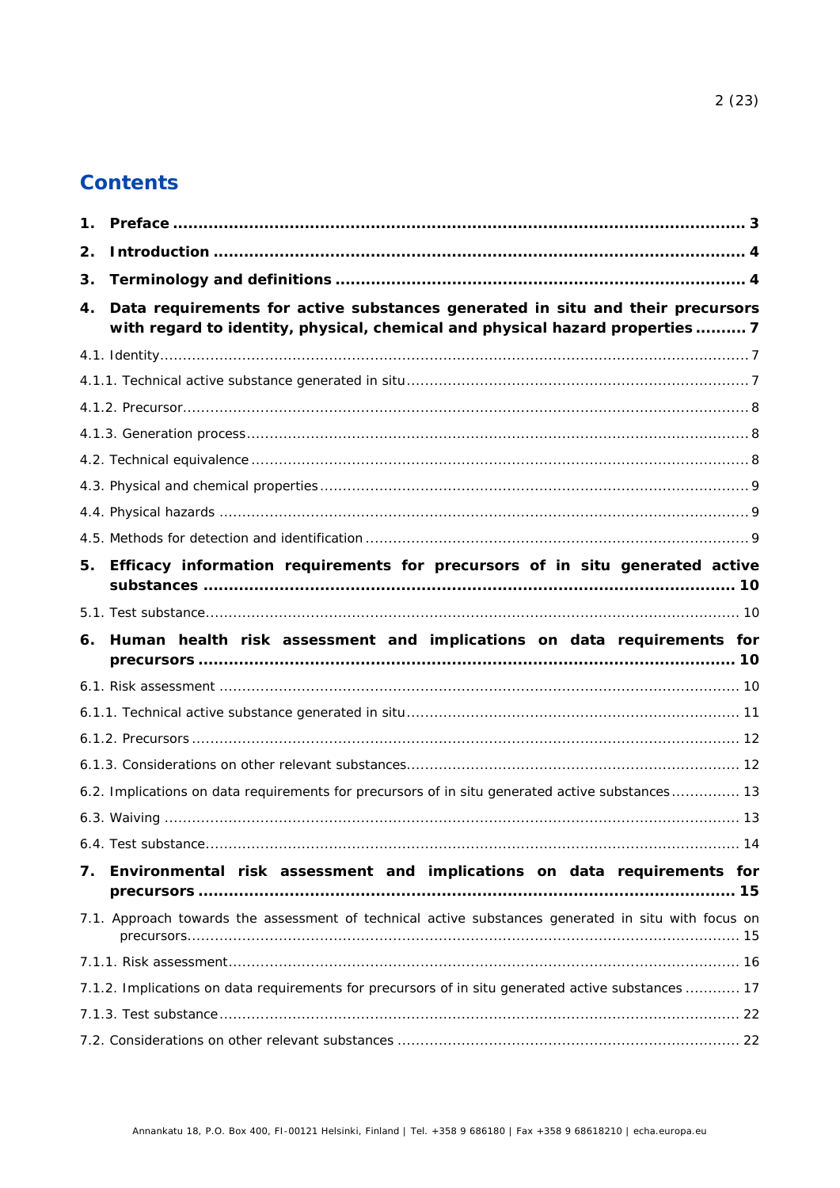# Contents

**1. Preface ........................................................................................................ 3**

**2. Introduction .................................................................................................. 4**

**3. Terminology and definitions ........................................................................... 4**

**4. Data requirements for active substances generated in situ and their precursors with regard to identity, physical, chemical and physical hazard properties .......... 7**

4.1. Identity ........................................................................................................ 7

4.1.1. Technical active substance generated in situ ................................................ 7

4.1.2. Precursor .................................................................................................. 8

4.1.3. Generation process .................................................................................... 8

4.2. Technical equivalence ................................................................................... 8

4.3. Physical and chemical properties ................................................................... 9

4.4. Physical hazards .......................................................................................... 9

4.5. Methods for detection and identification ......................................................... 9

**5. Efficacy information requirements for precursors of in situ generated active substances ...................................................................................................... 10**

5.1. Test substance ........................................................................................... 10

**6. Human health risk assessment and implications on data requirements for precursors ...................................................................................................... 10**

6.1. Risk assessment ........................................................................................ 10

6.1.1. Technical active substance generated in situ .............................................. 11

6.1.2. Precursors ............................................................................................... 12

6.1.3. Considerations on other relevant substances ............................................... 12

6.2. Implications on data requirements for precursors of in situ generated active substances ............... 13

6.3. Waiving .................................................................................................... 13

6.4. Test substance ........................................................................................... 14

**7. Environmental risk assessment and implications on data requirements for precursors ...................................................................................................... 15**

7.1. Approach towards the assessment of technical active substances generated in situ with focus on precursors ................................................................................................. 15

7.1.1. Risk assessment ....................................................................................... 16

7.1.2. Implications on data requirements for precursors of in situ generated active substances ............ 17

7.1.3. Test substance ......................................................................................... 22

7.2. Considerations on other relevant substances ................................................. 22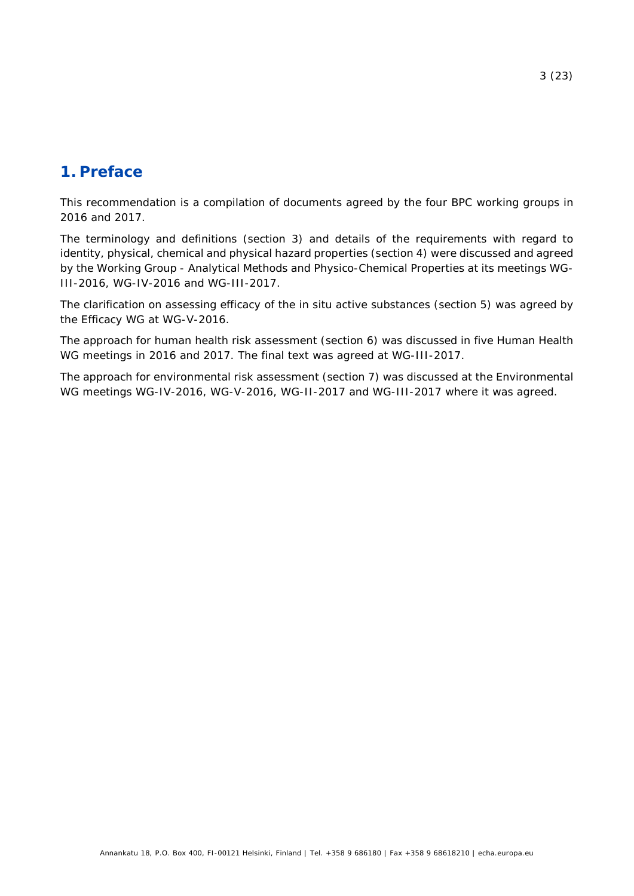# 1. Preface

This recommendation is a compilation of documents agreed by the four BPC working groups in 2016 and 2017.

The terminology and definitions (section 3) and details of the requirements with regard to identity, physical, chemical and physical hazard properties (section 4) were discussed and agreed by the Working Group - Analytical Methods and Physico-Chemical Properties at its meetings WG-III-2016, WG-IV-2016 and WG-III-2017.

The clarification on assessing efficacy of the in situ active substances (section 5) was agreed by the Efficacy WG at WG-V-2016.

The approach for human health risk assessment (section 6) was discussed in five Human Health WG meetings in 2016 and 2017. The final text was agreed at WG-III-2017.

The approach for environmental risk assessment (section 7) was discussed at the Environmental WG meetings WG-IV-2016, WG-V-2016, WG-II-2017 and WG-III-2017 where it was agreed.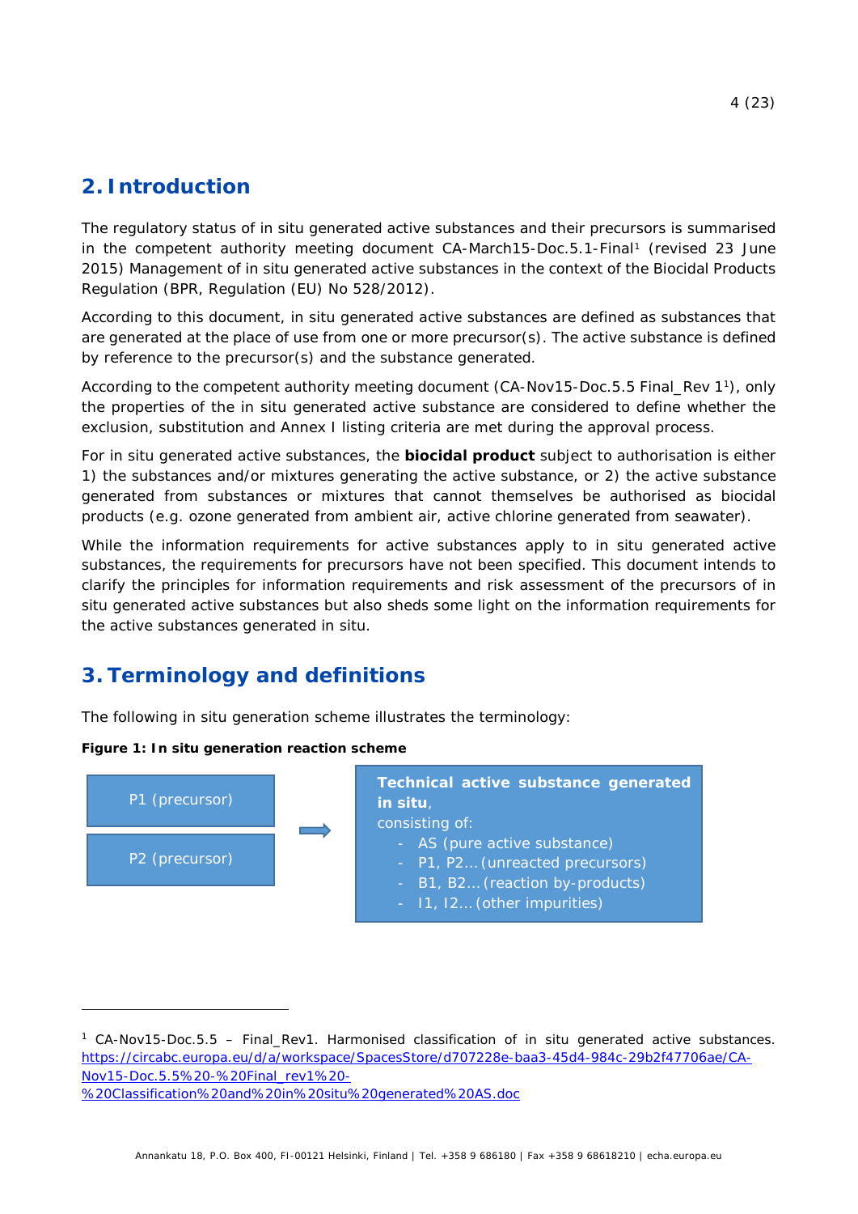## 2. Introduction

The regulatory status of in situ generated active substances and their precursors is summarised in the competent authority meeting document CA-March15-Doc.5.1-Final[1] (revised 23 June 2015) Management of in situ generated active substances in the context of the Biocidal Products Regulation (BPR, Regulation (EU) No 528/2012).

According to this document, in situ generated active substances are defined as substances that are generated at the place of use from one or more precursor(s). The active substance is defined by reference to the precursor(s) and the substance generated.

According to the competent authority meeting document (CA-Nov15-Doc.5.5 Final_Rev 1[1]), only the properties of the in situ generated active substance are considered to define whether the exclusion, substitution and Annex I listing criteria are met during the approval process.

For in situ generated active substances, the **biocidal product** subject to authorisation is either 1) the substances and/or mixtures generating the active substance, or 2) the active substance generated from substances or mixtures that cannot themselves be authorised as biocidal products (e.g. ozone generated from ambient air, active chlorine generated from seawater).

While the information requirements for active substances apply to in situ generated active substances, the requirements for precursors have not been specified. This document intends to clarify the principles for information requirements and risk assessment of the precursors of in situ generated active substances but also sheds some light on the information requirements for the active substances generated in situ.

## 3. Terminology and definitions

The following in situ generation scheme illustrates the terminology:

**Figure 1: In situ generation reaction scheme**

P1 (precursor)

P2 (precursor)

→

**Technical active substance generated in situ**, consisting of:
- AS (pure active substance)
- P1, P2… (unreacted precursors)
- B1, B2… (reaction by-products)
- I1, I2… (other impurities)

---

[1] CA-Nov15-Doc.5.5 – Final_Rev1. Harmonised classification of in situ generated active substances. https://circabc.europa.eu/d/a/workspace/SpacesStore/d707228e-baa3-45d4-984c-29b2f47706ae/CA-Nov15-Doc.5.5%20-%20Final_rev1%20-%20Classification%20and%20in%20situ%20generated%20AS.doc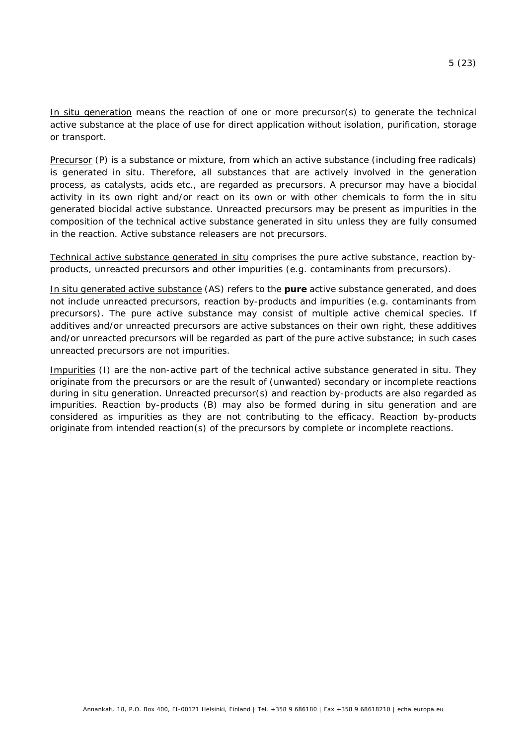<u>In situ generation</u> means the reaction of one or more precursor(s) to generate the technical active substance at the place of use for direct application without isolation, purification, storage or transport.

<u>Precursor</u> (P) is a substance or mixture, from which an active substance (including free radicals) is generated in situ. Therefore, all substances that are actively involved in the generation process, as catalysts, acids etc., are regarded as precursors. A precursor may have a biocidal activity in its own right and/or react on its own or with other chemicals to form the in situ generated biocidal active substance. Unreacted precursors may be present as impurities in the composition of the technical active substance generated in situ unless they are fully consumed in the reaction. Active substance releasers are not precursors.

<u>Technical active substance generated in situ</u> comprises the pure active substance, reaction by-products, unreacted precursors and other impurities (e.g. contaminants from precursors).

<u>In situ generated active substance</u> (AS) refers to the **pure** active substance generated, and does not include unreacted precursors, reaction by-products and impurities (e.g. contaminants from precursors). The pure active substance may consist of multiple active chemical species. If additives and/or unreacted precursors are active substances on their own right, these additives and/or unreacted precursors will be regarded as part of the pure active substance; in such cases unreacted precursors are not impurities.

<u>Impurities</u> (I) are the non-active part of the technical active substance generated in situ. They originate from the precursors or are the result of (unwanted) secondary or incomplete reactions during in situ generation. Unreacted precursor(s) and reaction by-products are also regarded as impurities. <u>Reaction by-products</u> (B) may also be formed during in situ generation and are considered as impurities as they are not contributing to the efficacy. Reaction by-products originate from intended reaction(s) of the precursors by complete or incomplete reactions.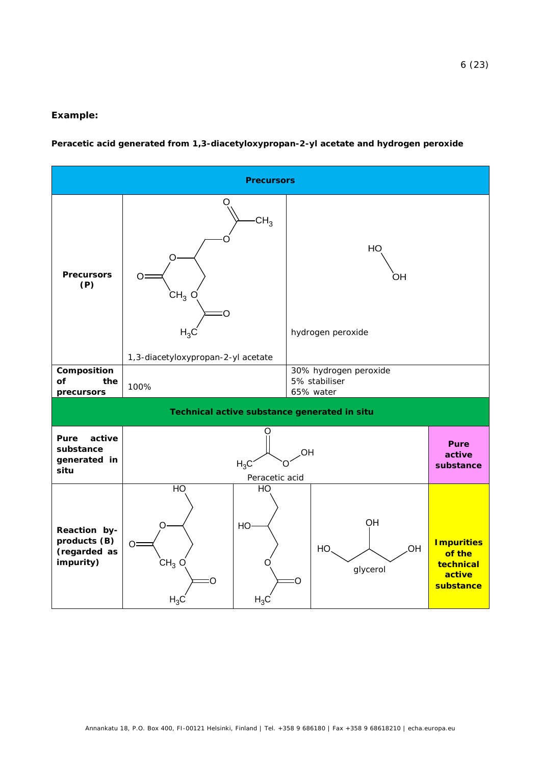**Example:**

**Peracetic acid generated from 1,3-diacetyloxypropan-2-yl acetate and hydrogen peroxide**

| **Precursors** | | | | |
|---|---|---|---|---|
| **Precursors (P)** | 1,3-diacetyloxypropan-2-yl acetate | | hydrogen peroxide | |
| **Composition of the precursors** | 100% | | 30% hydrogen peroxide<br>5% stabiliser<br>65% water | |
| **Technical active substance generated in situ** | | | | |
| **Pure active substance generated in situ** | Peracetic acid | | | **Pure active substance** |
| **Reaction by-products (B) (regarded as impurity)** | | | glycerol | **Impurities of the technical active substance** |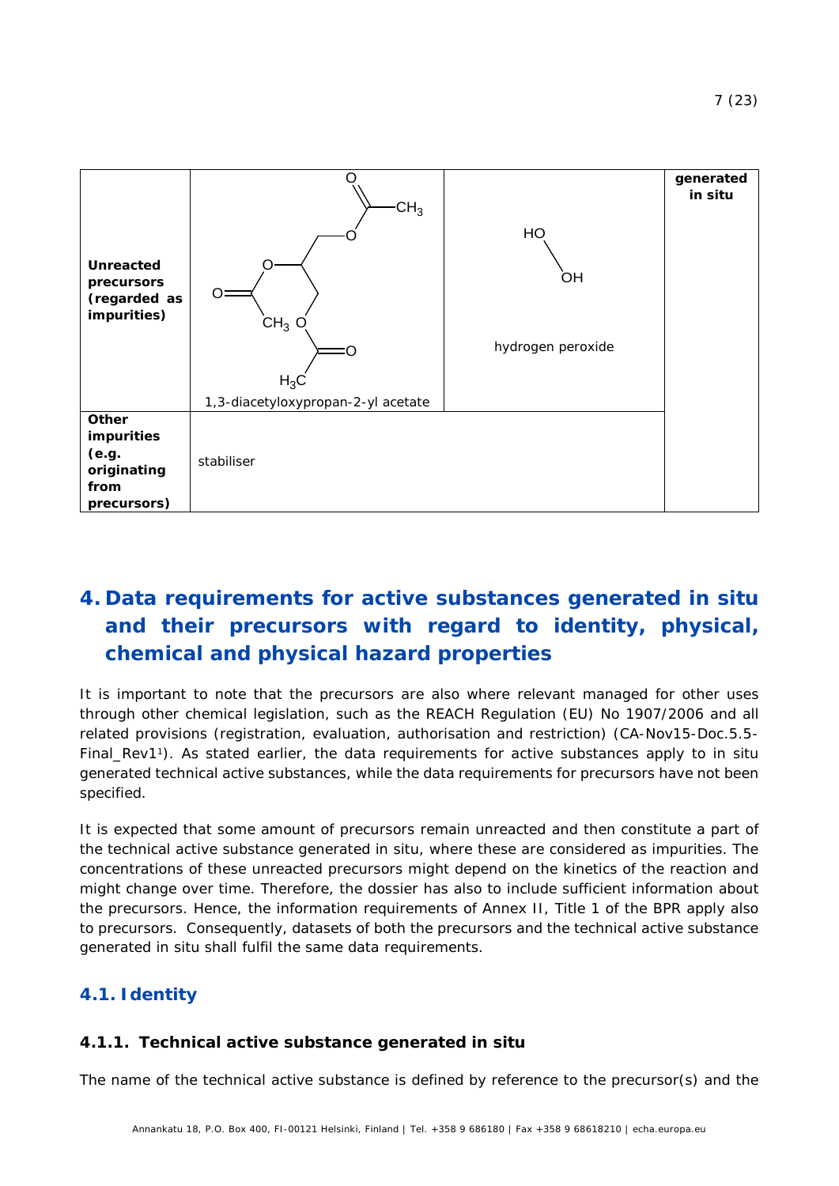| | | | |
|---|---|---|---|
| **Unreacted precursors (regarded as impurities)** | 1,3-diacetyloxypropan-2-yl acetate | hydrogen peroxide | **generated in situ** |
| **Other impurities (e.g. originating from precursors)** | stabiliser | | |

# 4. Data requirements for active substances generated in situ and their precursors with regard to identity, physical, chemical and physical hazard properties

It is important to note that the precursors are also where relevant managed for other uses through other chemical legislation, such as the REACH Regulation (EU) No 1907/2006 and all related provisions (registration, evaluation, authorisation and restriction) (CA-Nov15-Doc.5.5-Final_Rev1[1]). As stated earlier, the data requirements for active substances apply to in situ generated technical active substances, while the data requirements for precursors have not been specified.

It is expected that some amount of precursors remain unreacted and then constitute a part of the technical active substance generated in situ, where these are considered as impurities. The concentrations of these unreacted precursors might depend on the kinetics of the reaction and might change over time. Therefore, the dossier has also to include sufficient information about the precursors. Hence, the information requirements of Annex II, Title 1 of the BPR apply also to precursors. Consequently, datasets of both the precursors and the technical active substance generated in situ shall fulfil the same data requirements.

## 4.1. Identity

### 4.1.1. Technical active substance generated in situ

The name of the technical active substance is defined by reference to the precursor(s) and the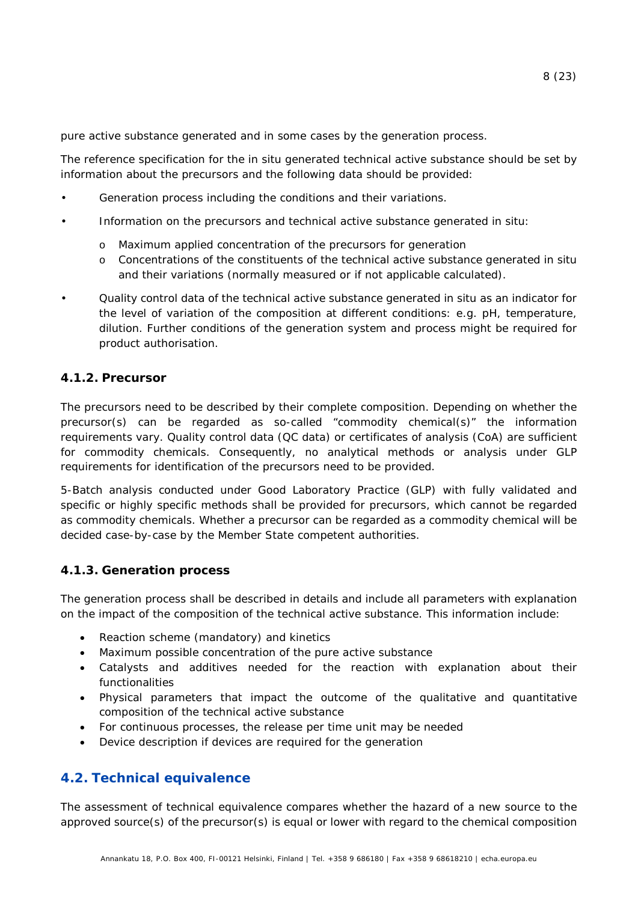pure active substance generated and in some cases by the generation process.

The reference specification for the in situ generated technical active substance should be set by information about the precursors and the following data should be provided:

- Generation process including the conditions and their variations.
- Information on the precursors and technical active substance generated in situ:
  - Maximum applied concentration of the precursors for generation
  - Concentrations of the constituents of the technical active substance generated in situ and their variations (normally measured or if not applicable calculated).
- Quality control data of the technical active substance generated in situ as an indicator for the level of variation of the composition at different conditions: e.g. pH, temperature, dilution. Further conditions of the generation system and process might be required for product authorisation.

### 4.1.2. Precursor

The precursors need to be described by their complete composition. Depending on whether the precursor(s) can be regarded as so-called "commodity chemical(s)" the information requirements vary. Quality control data (QC data) or certificates of analysis (CoA) are sufficient for commodity chemicals. Consequently, no analytical methods or analysis under GLP requirements for identification of the precursors need to be provided.

5-Batch analysis conducted under Good Laboratory Practice (GLP) with fully validated and specific or highly specific methods shall be provided for precursors, which cannot be regarded as commodity chemicals. Whether a precursor can be regarded as a commodity chemical will be decided case-by-case by the Member State competent authorities.

### 4.1.3. Generation process

The generation process shall be described in details and include all parameters with explanation on the impact of the composition of the technical active substance. This information include:

- Reaction scheme (mandatory) and kinetics
- Maximum possible concentration of the pure active substance
- Catalysts and additives needed for the reaction with explanation about their functionalities
- Physical parameters that impact the outcome of the qualitative and quantitative composition of the technical active substance
- For continuous processes, the release per time unit may be needed
- Device description if devices are required for the generation

## 4.2. Technical equivalence

The assessment of technical equivalence compares whether the hazard of a new source to the approved source(s) of the precursor(s) is equal or lower with regard to the chemical composition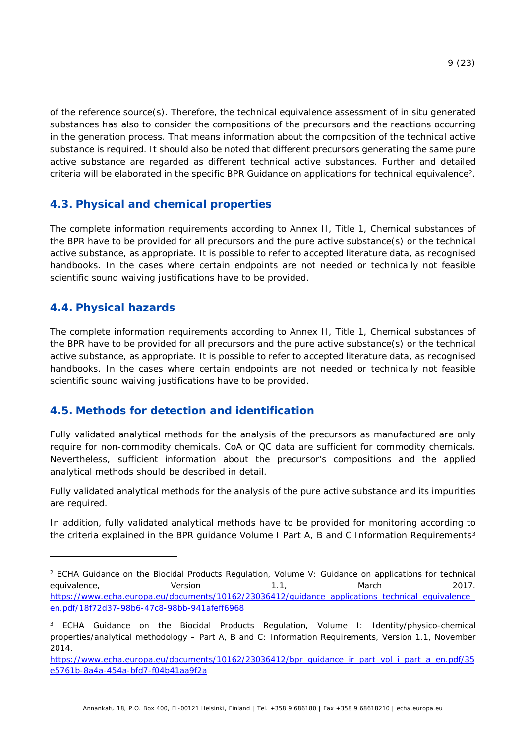of the reference source(s). Therefore, the technical equivalence assessment of in situ generated substances has also to consider the compositions of the precursors and the reactions occurring in the generation process. That means information about the composition of the technical active substance is required. It should also be noted that different precursors generating the same pure active substance are regarded as different technical active substances. Further and detailed criteria will be elaborated in the specific BPR Guidance on applications for technical equivalence[2].

## 4.3. Physical and chemical properties

The complete information requirements according to Annex II, Title 1, Chemical substances of the BPR have to be provided for all precursors and the pure active substance(s) or the technical active substance, as appropriate. It is possible to refer to accepted literature data, as recognised handbooks. In the cases where certain endpoints are not needed or technically not feasible scientific sound waiving justifications have to be provided.

## 4.4. Physical hazards

The complete information requirements according to Annex II, Title 1, Chemical substances of the BPR have to be provided for all precursors and the pure active substance(s) or the technical active substance, as appropriate. It is possible to refer to accepted literature data, as recognised handbooks. In the cases where certain endpoints are not needed or technically not feasible scientific sound waiving justifications have to be provided.

## 4.5. Methods for detection and identification

Fully validated analytical methods for the analysis of the precursors as manufactured are only require for non-commodity chemicals. CoA or QC data are sufficient for commodity chemicals. Nevertheless, sufficient information about the precursor's compositions and the applied analytical methods should be described in detail.

Fully validated analytical methods for the analysis of the pure active substance and its impurities are required.

In addition, fully validated analytical methods have to be provided for monitoring according to the criteria explained in the BPR guidance Volume I Part A, B and C Information Requirements[3]

---

[2] ECHA Guidance on the Biocidal Products Regulation, Volume V: Guidance on applications for technical equivalence, Version 1.1, March 2017. https://www.echa.europa.eu/documents/10162/23036412/guidance_applications_technical_equivalence_en.pdf/18f72d37-98b6-47c8-98bb-941afeff6968

[3] ECHA Guidance on the Biocidal Products Regulation, Volume I: Identity/physico-chemical properties/analytical methodology – Part A, B and C: Information Requirements, Version 1.1, November 2014. https://www.echa.europa.eu/documents/10162/23036412/bpr_guidance_ir_part_vol_i_part_a_en.pdf/35e5761b-8a4a-454a-bfd7-f04b41aa9f2a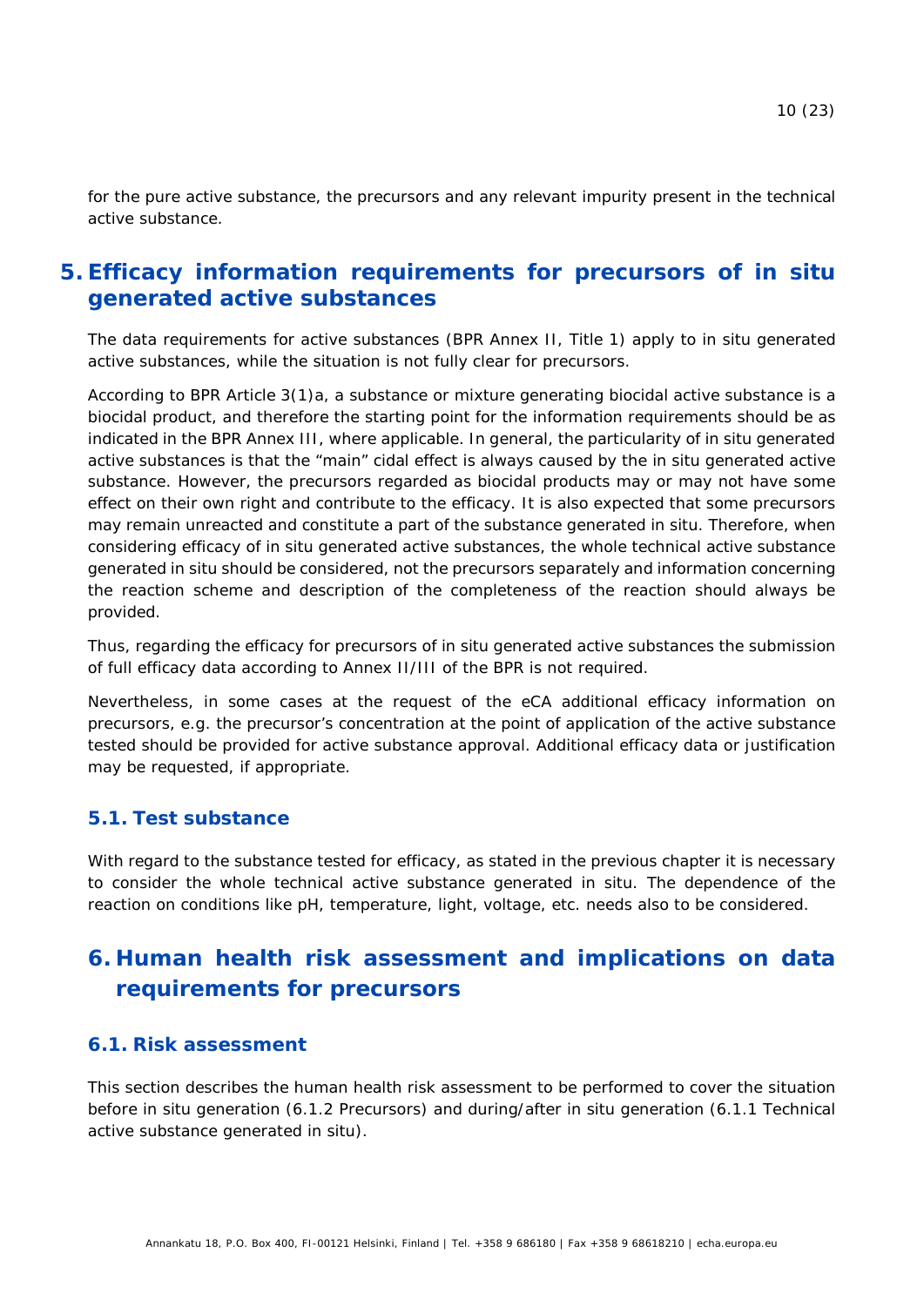for the pure active substance, the precursors and any relevant impurity present in the technical active substance.

# 5. Efficacy information requirements for precursors of in situ generated active substances

The data requirements for active substances (BPR Annex II, Title 1) apply to in situ generated active substances, while the situation is not fully clear for precursors.

According to BPR Article 3(1)a, a substance or mixture generating biocidal active substance is a biocidal product, and therefore the starting point for the information requirements should be as indicated in the BPR Annex III, where applicable. In general, the particularity of in situ generated active substances is that the "main" cidal effect is always caused by the in situ generated active substance. However, the precursors regarded as biocidal products may or may not have some effect on their own right and contribute to the efficacy. It is also expected that some precursors may remain unreacted and constitute a part of the substance generated in situ. Therefore, when considering efficacy of in situ generated active substances, the whole technical active substance generated in situ should be considered, not the precursors separately and information concerning the reaction scheme and description of the completeness of the reaction should always be provided.

Thus, regarding the efficacy for precursors of in situ generated active substances the submission of full efficacy data according to Annex II/III of the BPR is not required.

Nevertheless, in some cases at the request of the eCA additional efficacy information on precursors, e.g. the precursor's concentration at the point of application of the active substance tested should be provided for active substance approval. Additional efficacy data or justification may be requested, if appropriate.

## 5.1. Test substance

With regard to the substance tested for efficacy, as stated in the previous chapter it is necessary to consider the whole technical active substance generated in situ. The dependence of the reaction on conditions like pH, temperature, light, voltage, etc. needs also to be considered.

# 6. Human health risk assessment and implications on data requirements for precursors

## 6.1. Risk assessment

This section describes the human health risk assessment to be performed to cover the situation before in situ generation (6.1.2 Precursors) and during/after in situ generation (6.1.1 Technical active substance generated in situ).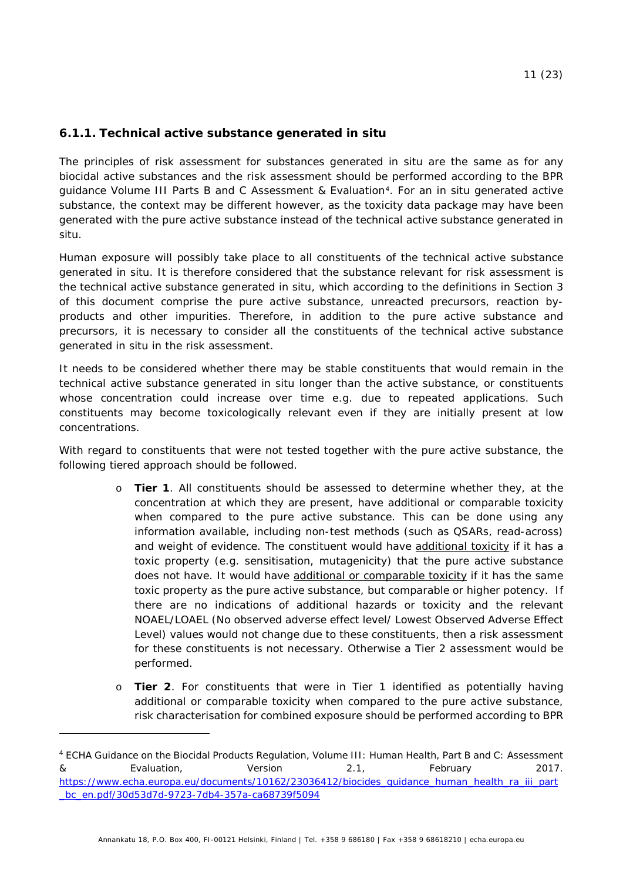### 6.1.1. Technical active substance generated in situ

The principles of risk assessment for substances generated in situ are the same as for any biocidal active substances and the risk assessment should be performed according to the BPR guidance Volume III Parts B and C Assessment & Evaluation[4]. For an in situ generated active substance, the context may be different however, as the toxicity data package may have been generated with the pure active substance instead of the technical active substance generated in situ.

Human exposure will possibly take place to all constituents of the technical active substance generated in situ. It is therefore considered that the substance relevant for risk assessment is the technical active substance generated in situ, which according to the definitions in Section 3 of this document comprise the pure active substance, unreacted precursors, reaction by-products and other impurities. Therefore, in addition to the pure active substance and precursors, it is necessary to consider all the constituents of the technical active substance generated in situ in the risk assessment.

It needs to be considered whether there may be stable constituents that would remain in the technical active substance generated in situ longer than the active substance, or constituents whose concentration could increase over time e.g. due to repeated applications. Such constituents may become toxicologically relevant even if they are initially present at low concentrations.

With regard to constituents that were not tested together with the pure active substance, the following tiered approach should be followed.

- **Tier 1**. All constituents should be assessed to determine whether they, at the concentration at which they are present, have additional or comparable toxicity when compared to the pure active substance. This can be done using any information available, including non-test methods (such as QSARs, read-across) and weight of evidence. The constituent would have <u>additional toxicity</u> if it has a toxic property (e.g. sensitisation, mutagenicity) that the pure active substance does not have. It would have <u>additional or comparable toxicity</u> if it has the same toxic property as the pure active substance, but comparable or higher potency. If there are no indications of additional hazards or toxicity and the relevant NOAEL/LOAEL (No observed adverse effect level/ Lowest Observed Adverse Effect Level) values would not change due to these constituents, then a risk assessment for these constituents is not necessary. Otherwise a Tier 2 assessment would be performed.

- **Tier 2**. For constituents that were in Tier 1 identified as potentially having additional or comparable toxicity when compared to the pure active substance, risk characterisation for combined exposure should be performed according to BPR

[4] ECHA Guidance on the Biocidal Products Regulation, Volume III: Human Health, Part B and C: Assessment & Evaluation, Version 2.1, February 2017. https://www.echa.europa.eu/documents/10162/23036412/biocides_guidance_human_health_ra_iii_part_bc_en.pdf/30d53d7d-9723-7db4-357a-ca68739f5094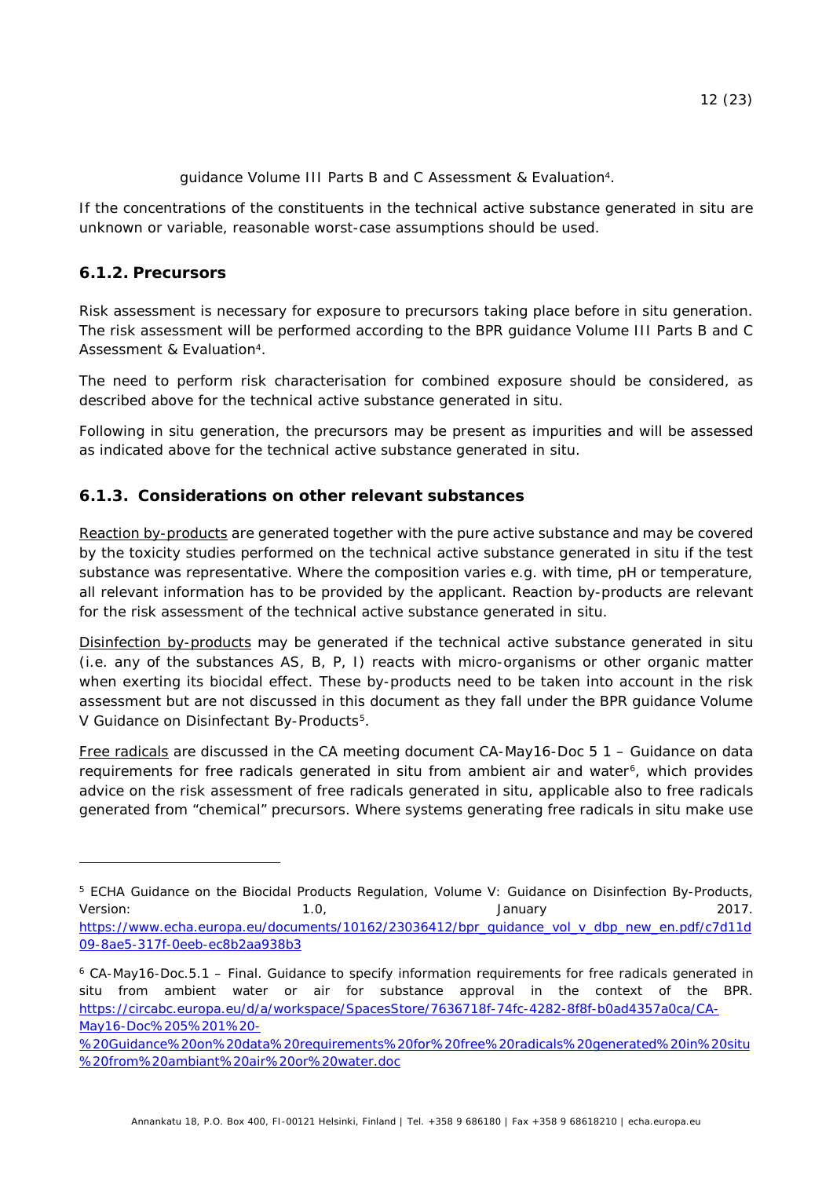guidance Volume III Parts B and C Assessment & Evaluation[4].

If the concentrations of the constituents in the technical active substance generated in situ are unknown or variable, reasonable worst-case assumptions should be used.

### 6.1.2. Precursors

Risk assessment is necessary for exposure to precursors taking place before in situ generation. The risk assessment will be performed according to the BPR guidance Volume III Parts B and C Assessment & Evaluation[4].

The need to perform risk characterisation for combined exposure should be considered, as described above for the technical active substance generated in situ.

Following in situ generation, the precursors may be present as impurities and will be assessed as indicated above for the technical active substance generated in situ.

### 6.1.3. Considerations on other relevant substances

Reaction by-products are generated together with the pure active substance and may be covered by the toxicity studies performed on the technical active substance generated in situ if the test substance was representative. Where the composition varies e.g. with time, pH or temperature, all relevant information has to be provided by the applicant. Reaction by-products are relevant for the risk assessment of the technical active substance generated in situ.

Disinfection by-products may be generated if the technical active substance generated in situ (i.e. any of the substances AS, B, P, I) reacts with micro-organisms or other organic matter when exerting its biocidal effect. These by-products need to be taken into account in the risk assessment but are not discussed in this document as they fall under the BPR guidance Volume V Guidance on Disinfectant By-Products[5].

Free radicals are discussed in the CA meeting document CA-May16-Doc 5 1 – Guidance on data requirements for free radicals generated in situ from ambient air and water[6], which provides advice on the risk assessment of free radicals generated in situ, applicable also to free radicals generated from "chemical" precursors. Where systems generating free radicals in situ make use

---

[5] ECHA Guidance on the Biocidal Products Regulation, Volume V: Guidance on Disinfection By-Products, Version: 1.0, January 2017. https://www.echa.europa.eu/documents/10162/23036412/bpr_guidance_vol_v_dbp_new_en.pdf/c7d11d09-8ae5-317f-0eeb-ec8b2aa938b3

[6] CA-May16-Doc.5.1 – Final. Guidance to specify information requirements for free radicals generated in situ from ambient water or air for substance approval in the context of the BPR. https://circabc.europa.eu/d/a/workspace/SpacesStore/7636718f-74fc-4282-8f8f-b0ad4357a0ca/CA-May16-Doc%205%201%20-%20Guidance%20on%20data%20requirements%20for%20free%20radicals%20generated%20in%20situ%20from%20ambiant%20air%20or%20water.doc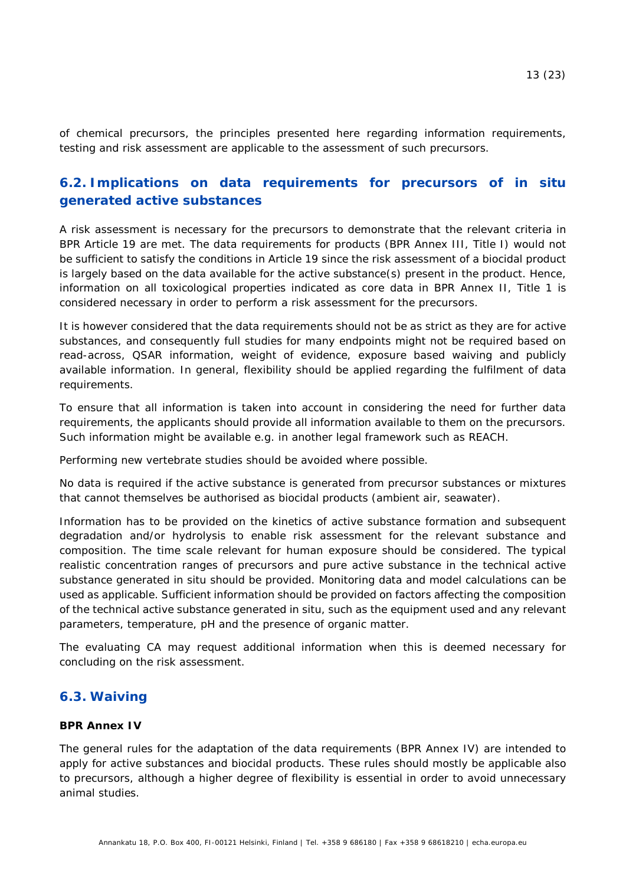of chemical precursors, the principles presented here regarding information requirements, testing and risk assessment are applicable to the assessment of such precursors.

## 6.2. Implications on data requirements for precursors of in situ generated active substances

A risk assessment is necessary for the precursors to demonstrate that the relevant criteria in BPR Article 19 are met. The data requirements for products (BPR Annex III, Title I) would not be sufficient to satisfy the conditions in Article 19 since the risk assessment of a biocidal product is largely based on the data available for the active substance(s) present in the product. Hence, information on all toxicological properties indicated as core data in BPR Annex II, Title 1 is considered necessary in order to perform a risk assessment for the precursors.

It is however considered that the data requirements should not be as strict as they are for active substances, and consequently full studies for many endpoints might not be required based on read-across, QSAR information, weight of evidence, exposure based waiving and publicly available information. In general, flexibility should be applied regarding the fulfilment of data requirements.

To ensure that all information is taken into account in considering the need for further data requirements, the applicants should provide all information available to them on the precursors. Such information might be available e.g. in another legal framework such as REACH.

Performing new vertebrate studies should be avoided where possible.

No data is required if the active substance is generated from precursor substances or mixtures that cannot themselves be authorised as biocidal products (ambient air, seawater).

Information has to be provided on the kinetics of active substance formation and subsequent degradation and/or hydrolysis to enable risk assessment for the relevant substance and composition. The time scale relevant for human exposure should be considered. The typical realistic concentration ranges of precursors and pure active substance in the technical active substance generated in situ should be provided. Monitoring data and model calculations can be used as applicable. Sufficient information should be provided on factors affecting the composition of the technical active substance generated in situ, such as the equipment used and any relevant parameters, temperature, pH and the presence of organic matter.

The evaluating CA may request additional information when this is deemed necessary for concluding on the risk assessment.

## 6.3. Waiving

**BPR Annex IV**

The general rules for the adaptation of the data requirements (BPR Annex IV) are intended to apply for active substances and biocidal products. These rules should mostly be applicable also to precursors, although a higher degree of flexibility is essential in order to avoid unnecessary animal studies.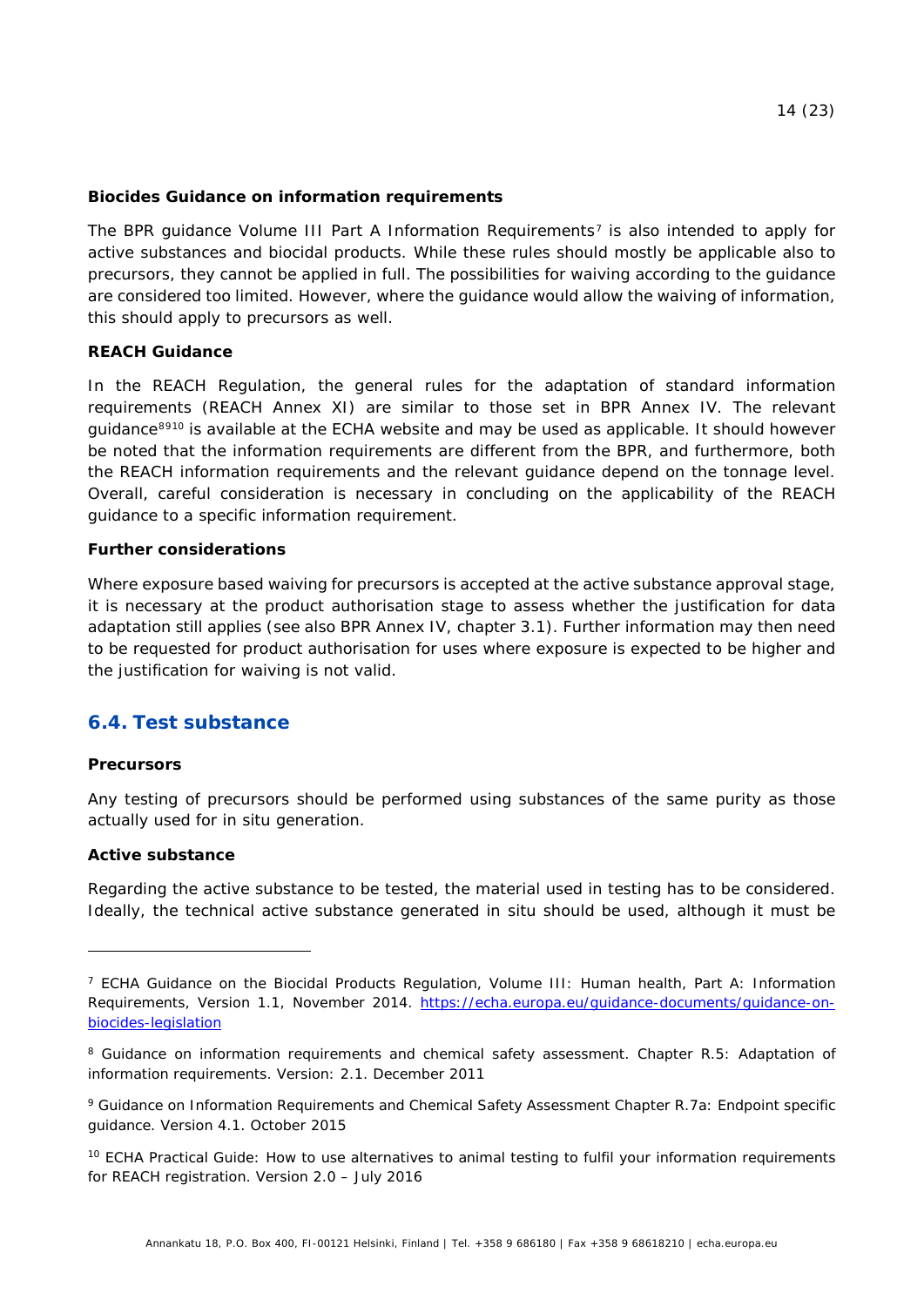**Biocides Guidance on information requirements**

The BPR guidance Volume III Part A Information Requirements[7] is also intended to apply for active substances and biocidal products. While these rules should mostly be applicable also to precursors, they cannot be applied in full. The possibilities for waiving according to the guidance are considered too limited. However, where the guidance would allow the waiving of information, this should apply to precursors as well.

**REACH Guidance**

In the REACH Regulation, the general rules for the adaptation of standard information requirements (REACH Annex XI) are similar to those set in BPR Annex IV. The relevant guidance[8][9][10] is available at the ECHA website and may be used as applicable. It should however be noted that the information requirements are different from the BPR, and furthermore, both the REACH information requirements and the relevant guidance depend on the tonnage level. Overall, careful consideration is necessary in concluding on the applicability of the REACH guidance to a specific information requirement.

**Further considerations**

Where exposure based waiving for precursors is accepted at the active substance approval stage, it is necessary at the product authorisation stage to assess whether the justification for data adaptation still applies (see also BPR Annex IV, chapter 3.1). Further information may then need to be requested for product authorisation for uses where exposure is expected to be higher and the justification for waiving is not valid.

## 6.4. Test substance

**Precursors**

Any testing of precursors should be performed using substances of the same purity as those actually used for in situ generation.

**Active substance**

Regarding the active substance to be tested, the material used in testing has to be considered. Ideally, the technical active substance generated in situ should be used, although it must be

---

[7] ECHA Guidance on the Biocidal Products Regulation, Volume III: Human health, Part A: Information Requirements, Version 1.1, November 2014. https://echa.europa.eu/guidance-documents/guidance-on-biocides-legislation

[8] Guidance on information requirements and chemical safety assessment. Chapter R.5: Adaptation of information requirements. Version: 2.1. December 2011

[9] Guidance on Information Requirements and Chemical Safety Assessment Chapter R.7a: Endpoint specific guidance. Version 4.1. October 2015

[10] ECHA Practical Guide: How to use alternatives to animal testing to fulfil your information requirements for REACH registration. Version 2.0 – July 2016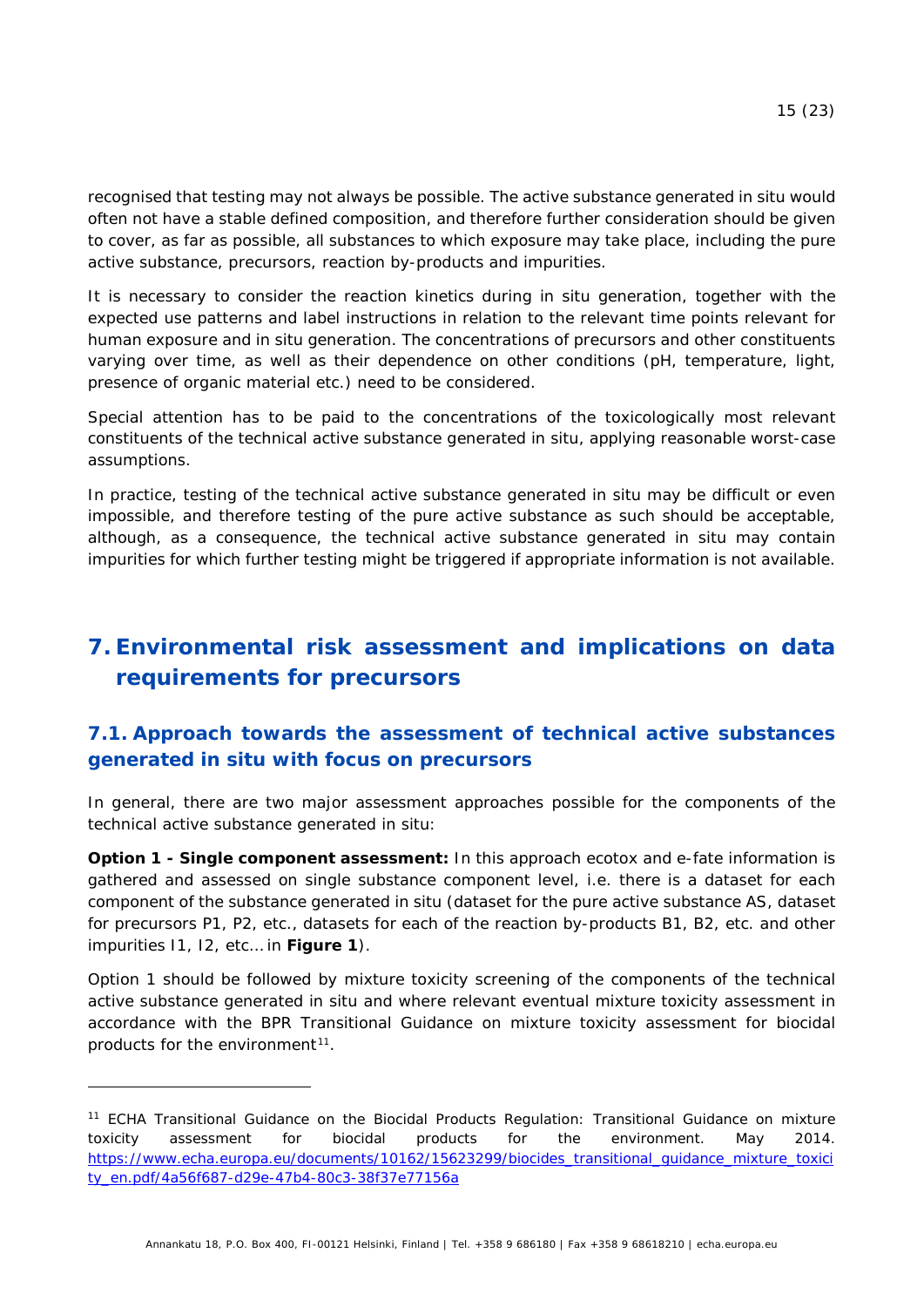recognised that testing may not always be possible. The active substance generated in situ would often not have a stable defined composition, and therefore further consideration should be given to cover, as far as possible, all substances to which exposure may take place, including the pure active substance, precursors, reaction by-products and impurities.

It is necessary to consider the reaction kinetics during in situ generation, together with the expected use patterns and label instructions in relation to the relevant time points relevant for human exposure and in situ generation. The concentrations of precursors and other constituents varying over time, as well as their dependence on other conditions (pH, temperature, light, presence of organic material etc.) need to be considered.

Special attention has to be paid to the concentrations of the toxicologically most relevant constituents of the technical active substance generated in situ, applying reasonable worst-case assumptions.

In practice, testing of the technical active substance generated in situ may be difficult or even impossible, and therefore testing of the pure active substance as such should be acceptable, although, as a consequence, the technical active substance generated in situ may contain impurities for which further testing might be triggered if appropriate information is not available.

# 7. Environmental risk assessment and implications on data requirements for precursors

## 7.1. Approach towards the assessment of technical active substances generated in situ with focus on precursors

In general, there are two major assessment approaches possible for the components of the technical active substance generated in situ:

**Option 1 - Single component assessment:** In this approach ecotox and e-fate information is gathered and assessed on single substance component level, i.e. there is a dataset for each component of the substance generated in situ (dataset for the pure active substance AS, dataset for precursors P1, P2, etc., datasets for each of the reaction by-products B1, B2, etc. and other impurities I1, I2, etc… in **Figure 1**).

Option 1 should be followed by mixture toxicity screening of the components of the technical active substance generated in situ and where relevant eventual mixture toxicity assessment in accordance with the BPR Transitional Guidance on mixture toxicity assessment for biocidal products for the environment[11].

---

[11] ECHA Transitional Guidance on the Biocidal Products Regulation: Transitional Guidance on mixture toxicity assessment for biocidal products for the environment. May 2014. https://www.echa.europa.eu/documents/10162/15623299/biocides_transitional_guidance_mixture_toxicity_en.pdf/4a56f687-d29e-47b4-80c3-38f37e77156a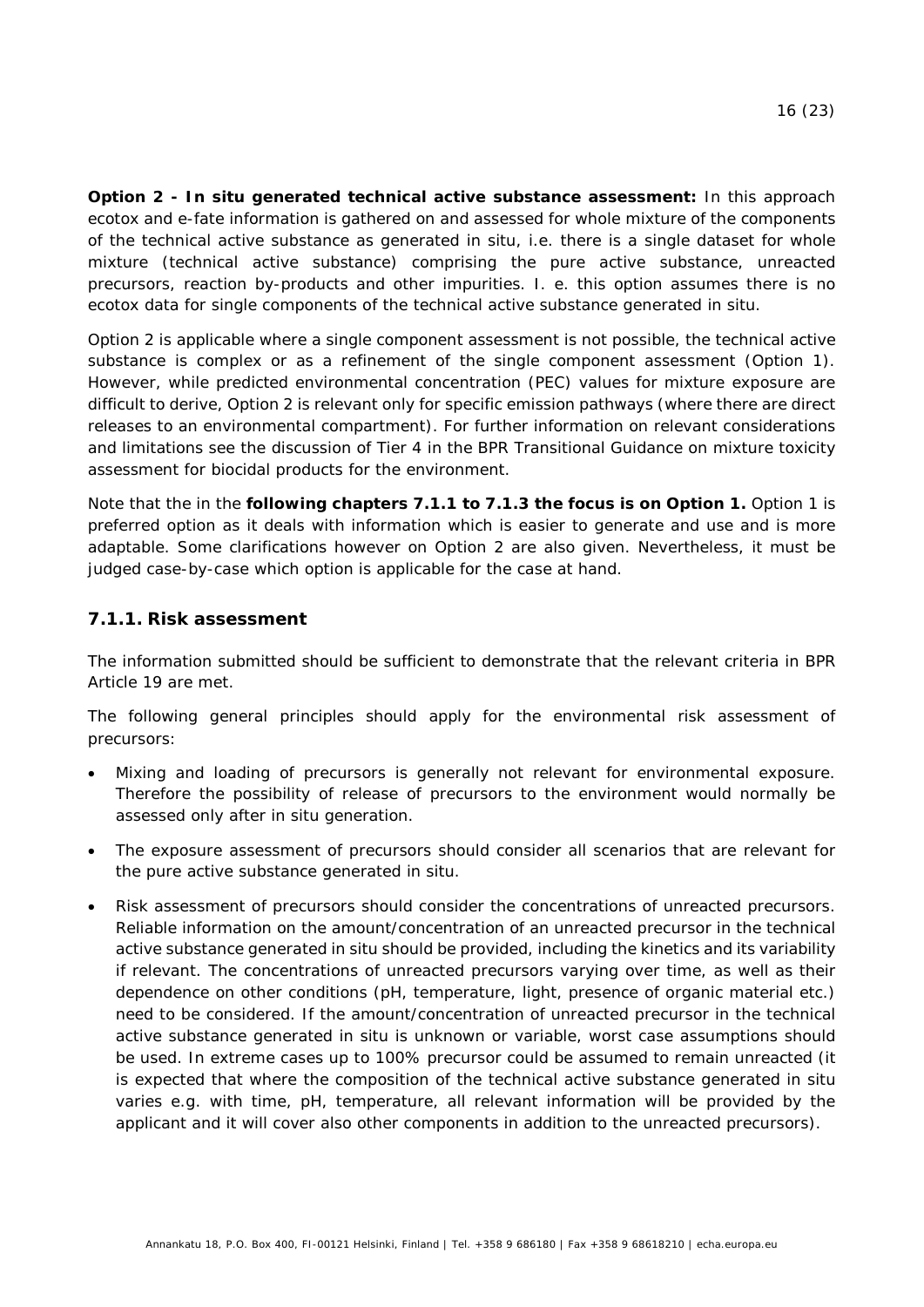**Option 2 - In situ generated technical active substance assessment:** In this approach ecotox and e-fate information is gathered on and assessed for whole mixture of the components of the technical active substance as generated in situ, i.e. there is a single dataset for whole mixture (technical active substance) comprising the pure active substance, unreacted precursors, reaction by-products and other impurities. I. e. this option assumes there is no ecotox data for single components of the technical active substance generated in situ.

Option 2 is applicable where a single component assessment is not possible, the technical active substance is complex or as a refinement of the single component assessment (Option 1). However, while predicted environmental concentration (PEC) values for mixture exposure are difficult to derive, Option 2 is relevant only for specific emission pathways (where there are direct releases to an environmental compartment). For further information on relevant considerations and limitations see the discussion of Tier 4 in the BPR Transitional Guidance on mixture toxicity assessment for biocidal products for the environment.

Note that the in the **following chapters 7.1.1 to 7.1.3 the focus is on Option 1.** Option 1 is preferred option as it deals with information which is easier to generate and use and is more adaptable. Some clarifications however on Option 2 are also given. Nevertheless, it must be judged case-by-case which option is applicable for the case at hand.

### 7.1.1. Risk assessment

The information submitted should be sufficient to demonstrate that the relevant criteria in BPR Article 19 are met.

The following general principles should apply for the environmental risk assessment of precursors:

- Mixing and loading of precursors is generally not relevant for environmental exposure. Therefore the possibility of release of precursors to the environment would normally be assessed only after in situ generation.
- The exposure assessment of precursors should consider all scenarios that are relevant for the pure active substance generated in situ.
- Risk assessment of precursors should consider the concentrations of unreacted precursors. Reliable information on the amount/concentration of an unreacted precursor in the technical active substance generated in situ should be provided, including the kinetics and its variability if relevant. The concentrations of unreacted precursors varying over time, as well as their dependence on other conditions (pH, temperature, light, presence of organic material etc.) need to be considered. If the amount/concentration of unreacted precursor in the technical active substance generated in situ is unknown or variable, worst case assumptions should be used. In extreme cases up to 100% precursor could be assumed to remain unreacted (it is expected that where the composition of the technical active substance generated in situ varies e.g. with time, pH, temperature, all relevant information will be provided by the applicant and it will cover also other components in addition to the unreacted precursors).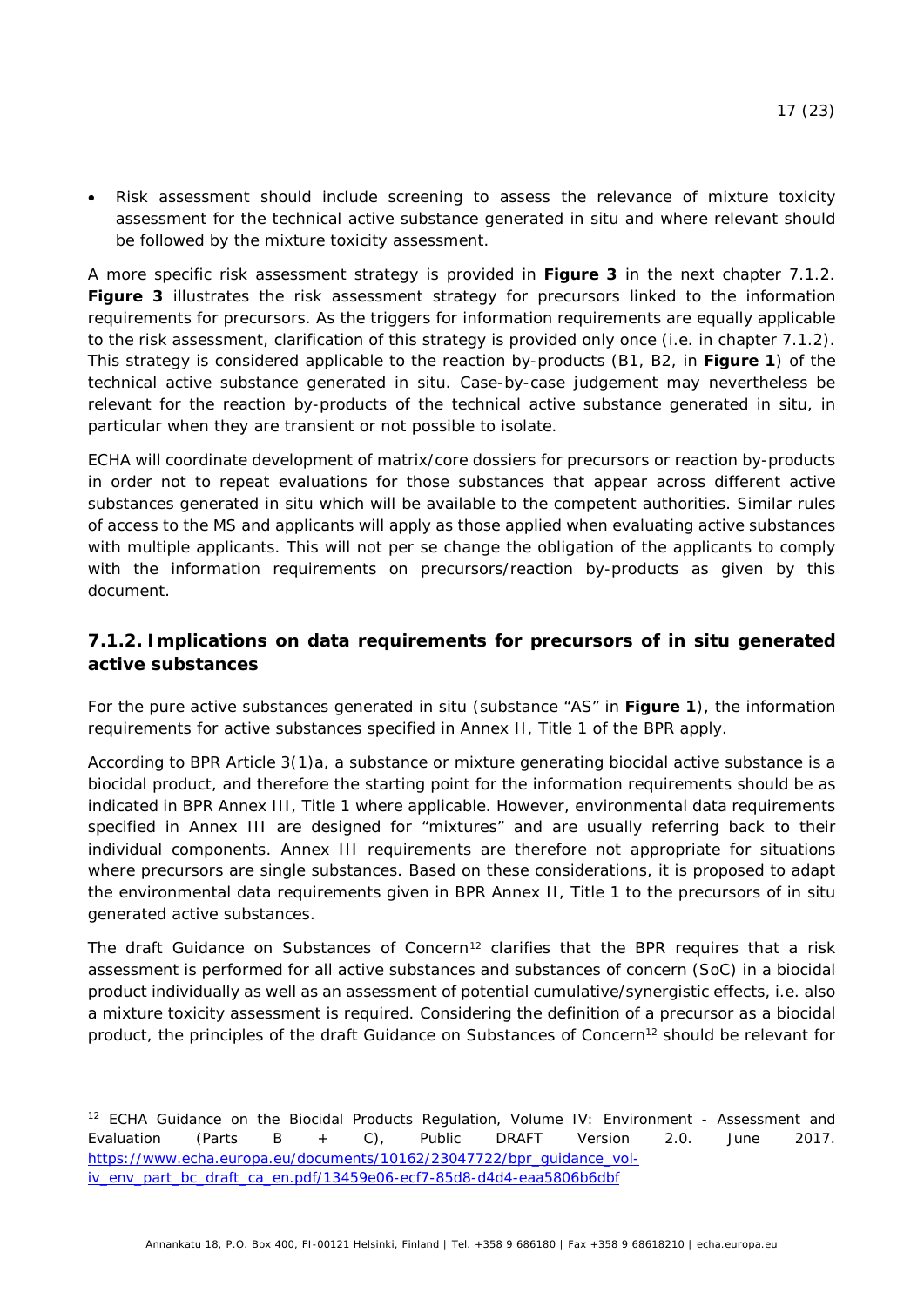- Risk assessment should include screening to assess the relevance of mixture toxicity assessment for the technical active substance generated in situ and where relevant should be followed by the mixture toxicity assessment.

A more specific risk assessment strategy is provided in **Figure 3** in the next chapter 7.1.2. **Figure 3** illustrates the risk assessment strategy for precursors linked to the information requirements for precursors. As the triggers for information requirements are equally applicable to the risk assessment, clarification of this strategy is provided only once (i.e. in chapter 7.1.2). This strategy is considered applicable to the reaction by-products (B1, B2, in **Figure 1**) of the technical active substance generated in situ. Case-by-case judgement may nevertheless be relevant for the reaction by-products of the technical active substance generated in situ, in particular when they are transient or not possible to isolate.

ECHA will coordinate development of matrix/core dossiers for precursors or reaction by-products in order not to repeat evaluations for those substances that appear across different active substances generated in situ which will be available to the competent authorities. Similar rules of access to the MS and applicants will apply as those applied when evaluating active substances with multiple applicants. This will not per se change the obligation of the applicants to comply with the information requirements on precursors/reaction by-products as given by this document.

### 7.1.2. Implications on data requirements for precursors of in situ generated active substances

For the pure active substances generated in situ (substance "AS" in **Figure 1**), the information requirements for active substances specified in Annex II, Title 1 of the BPR apply.

According to BPR Article 3(1)a, a substance or mixture generating biocidal active substance is a biocidal product, and therefore the starting point for the information requirements should be as indicated in BPR Annex III, Title 1 where applicable. However, environmental data requirements specified in Annex III are designed for "mixtures" and are usually referring back to their individual components. Annex III requirements are therefore not appropriate for situations where precursors are single substances. Based on these considerations, it is proposed to adapt the environmental data requirements given in BPR Annex II, Title 1 to the precursors of in situ generated active substances.

The draft Guidance on Substances of Concern[12] clarifies that the BPR requires that a risk assessment is performed for all active substances and substances of concern (SoC) in a biocidal product individually as well as an assessment of potential cumulative/synergistic effects, i.e. also a mixture toxicity assessment is required. Considering the definition of a precursor as a biocidal product, the principles of the draft Guidance on Substances of Concern[12] should be relevant for

---

[12] ECHA Guidance on the Biocidal Products Regulation, Volume IV: Environment - Assessment and Evaluation (Parts B + C), Public DRAFT Version 2.0. June 2017. https://www.echa.europa.eu/documents/10162/23047722/bpr_guidance_vol-iv_env_part_bc_draft_ca_en.pdf/13459e06-ecf7-85d8-d4d4-eaa5806b6dbf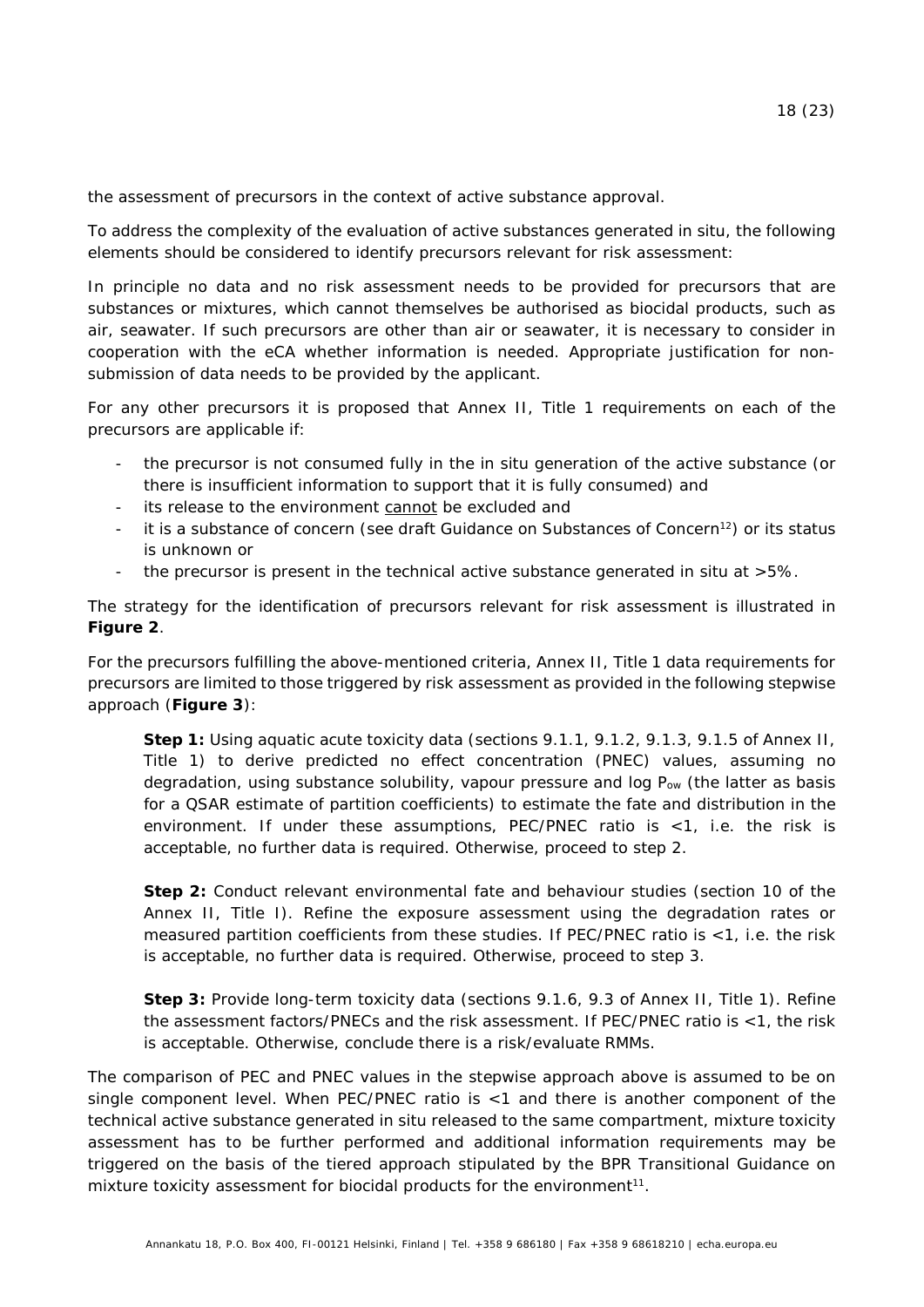the assessment of precursors in the context of active substance approval.

To address the complexity of the evaluation of active substances generated in situ, the following elements should be considered to identify precursors relevant for risk assessment:

In principle no data and no risk assessment needs to be provided for precursors that are substances or mixtures, which cannot themselves be authorised as biocidal products, such as air, seawater. If such precursors are other than air or seawater, it is necessary to consider in cooperation with the eCA whether information is needed. Appropriate justification for non-submission of data needs to be provided by the applicant.

For any other precursors it is proposed that Annex II, Title 1 requirements on each of the precursors are applicable if:

- the precursor is not consumed fully in the in situ generation of the active substance (or there is insufficient information to support that it is fully consumed) and
- its release to the environment <u>cannot</u> be excluded and
- it is a substance of concern (see draft Guidance on Substances of Concern[12]) or its status is unknown or
- the precursor is present in the technical active substance generated in situ at >5%.

The strategy for the identification of precursors relevant for risk assessment is illustrated in **Figure 2**.

For the precursors fulfilling the above-mentioned criteria, Annex II, Title 1 data requirements for precursors are limited to those triggered by risk assessment as provided in the following stepwise approach (**Figure 3**):

> **Step 1:** Using aquatic acute toxicity data (sections 9.1.1, 9.1.2, 9.1.3, 9.1.5 of Annex II, Title 1) to derive predicted no effect concentration (PNEC) values, assuming no degradation, using substance solubility, vapour pressure and log $P_{ow}$ (the latter as basis for a QSAR estimate of partition coefficients) to estimate the fate and distribution in the environment. If under these assumptions, PEC/PNEC ratio is <1, i.e. the risk is acceptable, no further data is required. Otherwise, proceed to step 2.
>
> **Step 2:** Conduct relevant environmental fate and behaviour studies (section 10 of the Annex II, Title I). Refine the exposure assessment using the degradation rates or measured partition coefficients from these studies. If PEC/PNEC ratio is <1, i.e. the risk is acceptable, no further data is required. Otherwise, proceed to step 3.
>
> **Step 3:** Provide long-term toxicity data (sections 9.1.6, 9.3 of Annex II, Title 1). Refine the assessment factors/PNECs and the risk assessment. If PEC/PNEC ratio is <1, the risk is acceptable. Otherwise, conclude there is a risk/evaluate RMMs.

The comparison of PEC and PNEC values in the stepwise approach above is assumed to be on single component level. When PEC/PNEC ratio is <1 and there is another component of the technical active substance generated in situ released to the same compartment, mixture toxicity assessment has to be further performed and additional information requirements may be triggered on the basis of the tiered approach stipulated by the BPR Transitional Guidance on mixture toxicity assessment for biocidal products for the environment[11].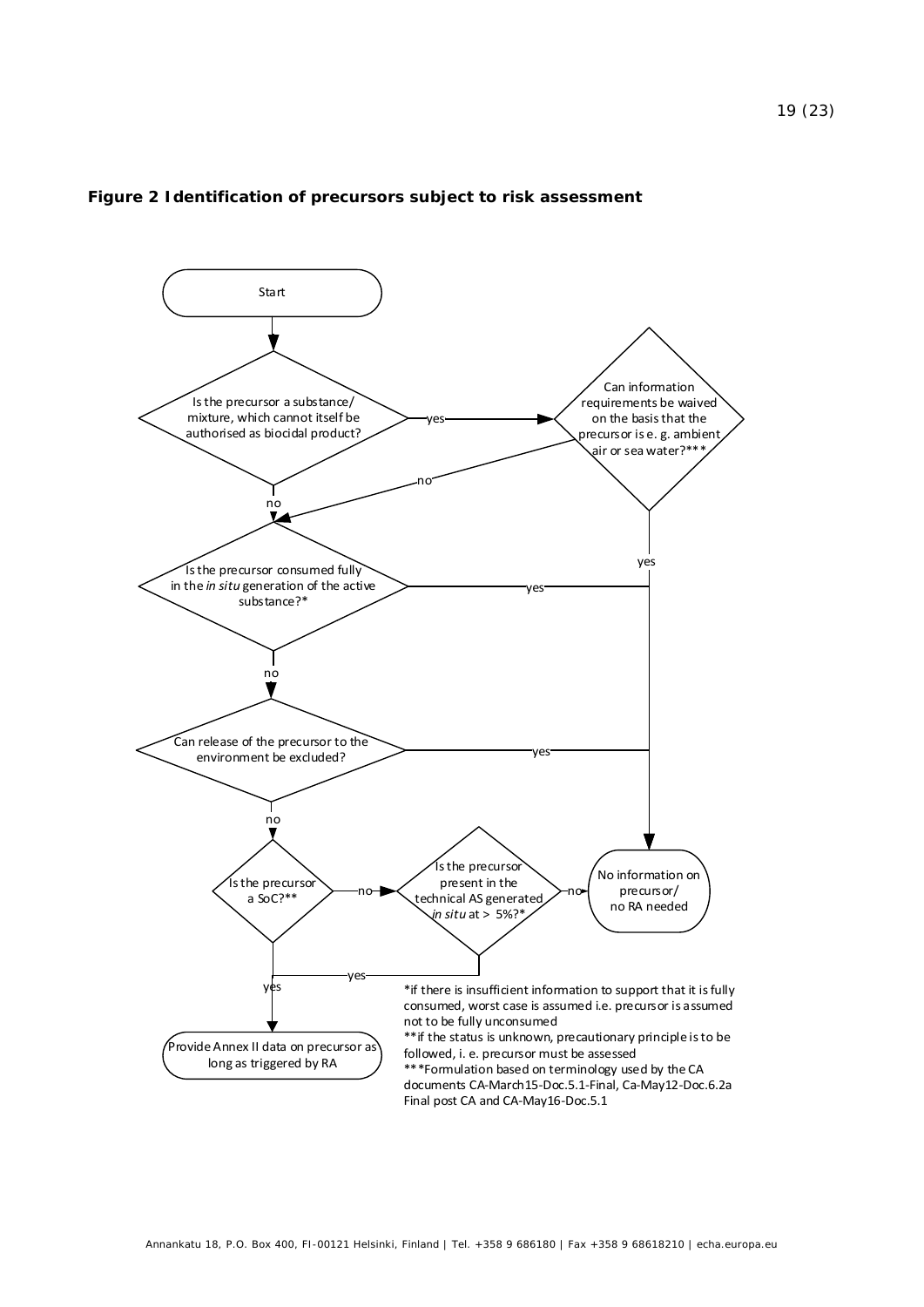**Figure 2 Identification of precursors subject to risk assessment**

Start

Is the precursor a substance/ mixture, which cannot itself be authorised as biocidal product?

- yes → Can information requirements be waived on the basis that the precursor is e. g. ambient air or sea water?***
  - yes → No information on precursor/ no RA needed
  - no → Is the precursor consumed fully in the *in situ* generation of the active substance?*
- no → Is the precursor consumed fully in the *in situ* generation of the active substance?*

Is the precursor consumed fully in the *in situ* generation of the active substance?*

- yes → No information on precursor/ no RA needed
- no → Can release of the precursor to the environment be excluded?

Can release of the precursor to the environment be excluded?

- yes → No information on precursor/ no RA needed
- no → Is the precursor a SoC?**

Is the precursor a SoC?**

- yes → Provide Annex II data on precursor as long as triggered by RA
- no → Is the precursor present in the technical AS generated *in situ* at > 5%?*

Is the precursor present in the technical AS generated *in situ* at > 5%?*

- yes → Provide Annex II data on precursor as long as triggered by RA
- no → No information on precursor/ no RA needed

*if there is insufficient information to support that it is fully consumed, worst case is assumed i.e. precursor is assumed not to be fully unconsumed

**if the status is unknown, precautionary principle is to be followed, i. e. precursor must be assessed

***Formulation based on terminology used by the CA documents CA-March15-Doc.5.1-Final, Ca-May12-Doc.6.2a Final post CA and CA-May16-Doc.5.1

Annankatu 18, P.O. Box 400, FI-00121 Helsinki, Finland | Tel. +358 9 686180 | Fax +358 9 68618210 | echa.europa.eu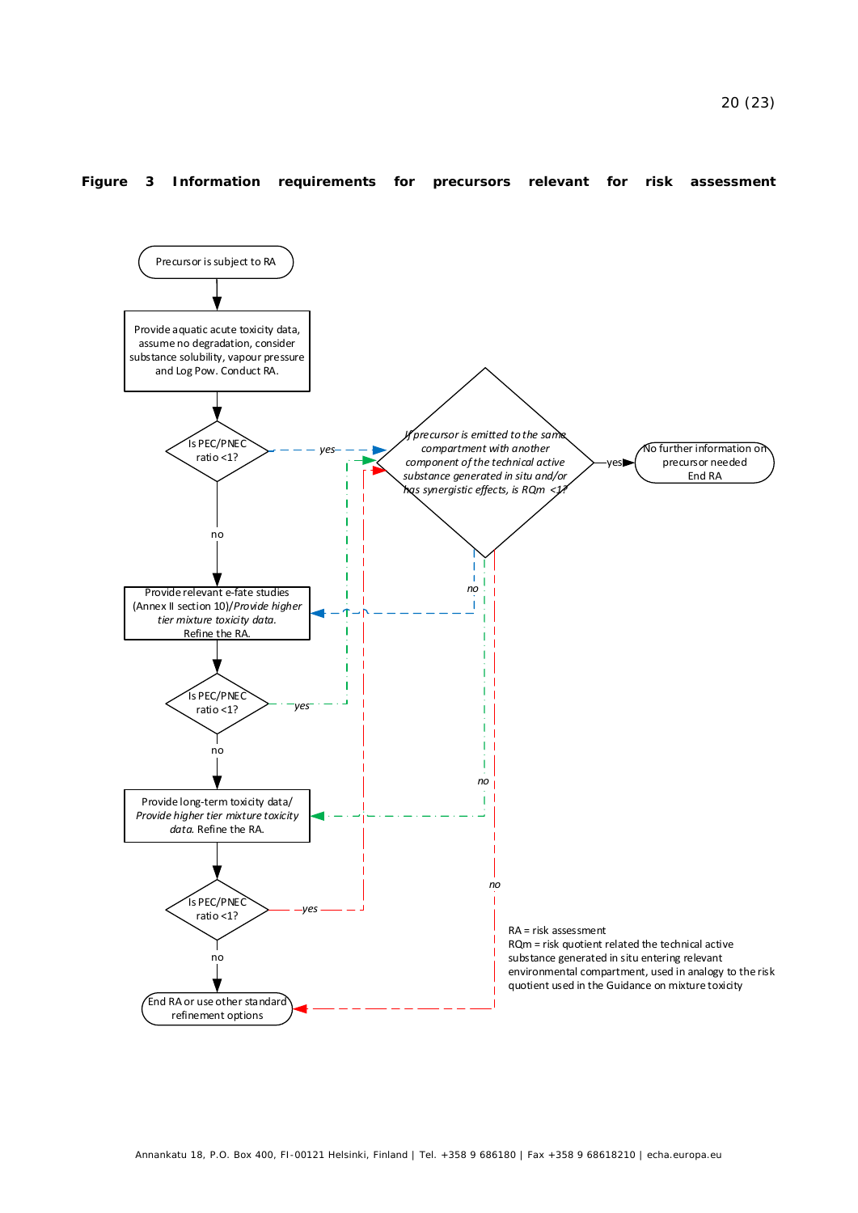**Figure 3 Information requirements for precursors relevant for risk assessment**

Precursor is subject to RA

Provide aquatic acute toxicity data, assume no degradation, consider substance solubility, vapour pressure and Log Pow. Conduct RA.

Is PEC/PNEC ratio <1?

yes

*If precursor is emitted to the same compartment with another component of the technical active substance generated in situ and/or has synergistic effects, is RQm <1?*

yes

No further information on precursor needed
End RA

no

*no*

Provide relevant e-fate studies (Annex II section 10)/*Provide higher tier mixture toxicity data.* Refine the RA.

Is PEC/PNEC ratio <1?

*yes*

no

*no*

Provide long-term toxicity data/ *Provide higher tier mixture toxicity data.* Refine the RA.

Is PEC/PNEC ratio <1?

*yes*

*no*

no

End RA or use other standard refinement options

RA = risk assessment
RQm = risk quotient related the technical active substance generated in situ entering relevant environmental compartment, used in analogy to the risk quotient used in the Guidance on mixture toxicity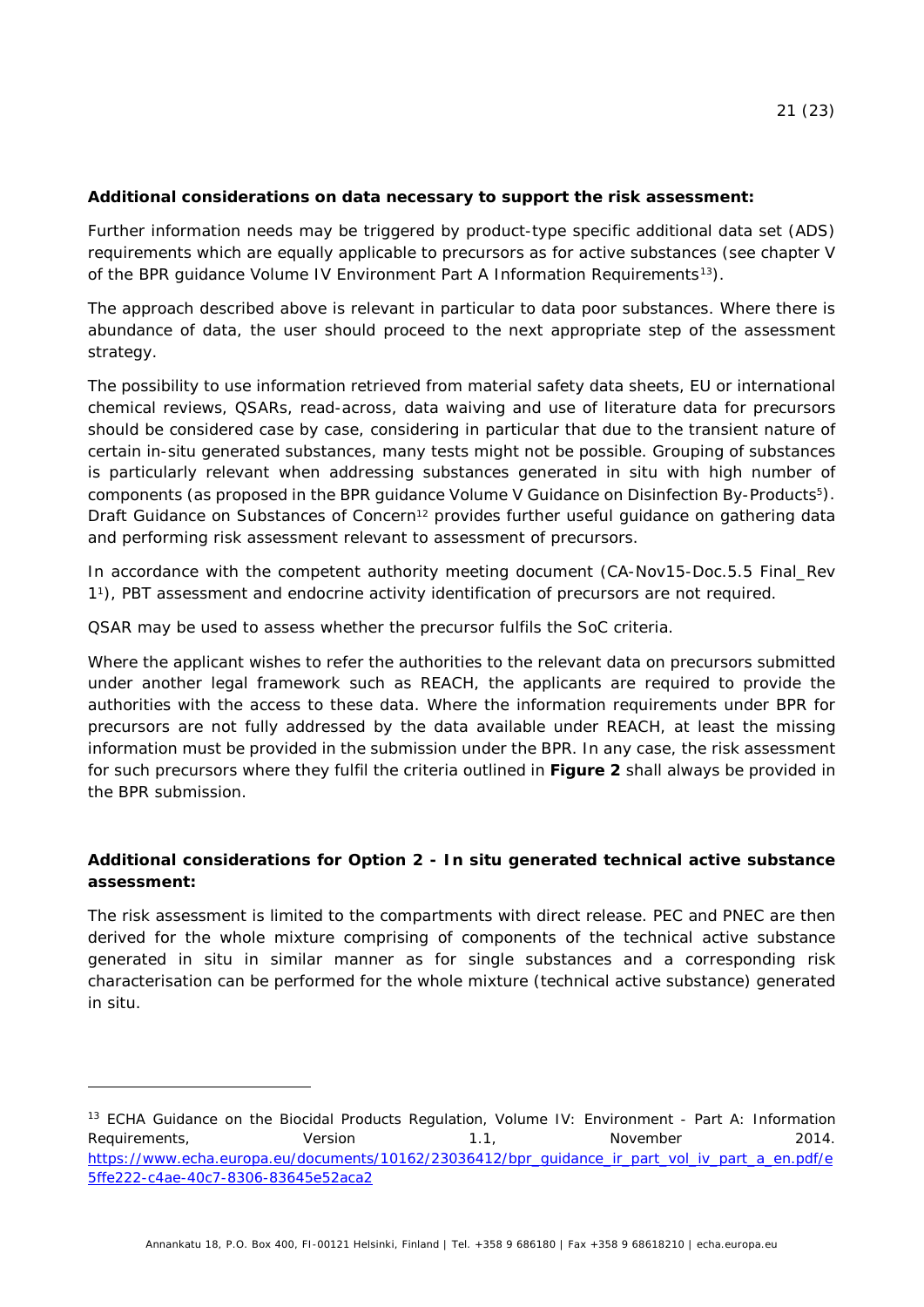**Additional considerations on data necessary to support the risk assessment:**

Further information needs may be triggered by product-type specific additional data set (ADS) requirements which are equally applicable to precursors as for active substances (see chapter V of the BPR guidance Volume IV Environment Part A Information Requirements[13]).

The approach described above is relevant in particular to data poor substances. Where there is abundance of data, the user should proceed to the next appropriate step of the assessment strategy.

The possibility to use information retrieved from material safety data sheets, EU or international chemical reviews, QSARs, read-across, data waiving and use of literature data for precursors should be considered case by case, considering in particular that due to the transient nature of certain in-situ generated substances, many tests might not be possible. Grouping of substances is particularly relevant when addressing substances generated in situ with high number of components (as proposed in the BPR guidance Volume V Guidance on Disinfection By-Products[5]). Draft Guidance on Substances of Concern[12] provides further useful guidance on gathering data and performing risk assessment relevant to assessment of precursors.

In accordance with the competent authority meeting document (CA-Nov15-Doc.5.5 Final_Rev 1[1]), PBT assessment and endocrine activity identification of precursors are not required.

QSAR may be used to assess whether the precursor fulfils the SoC criteria.

Where the applicant wishes to refer the authorities to the relevant data on precursors submitted under another legal framework such as REACH, the applicants are required to provide the authorities with the access to these data. Where the information requirements under BPR for precursors are not fully addressed by the data available under REACH, at least the missing information must be provided in the submission under the BPR. In any case, the risk assessment for such precursors where they fulfil the criteria outlined in **Figure 2** shall always be provided in the BPR submission.

**Additional considerations for Option 2 - *In situ* generated technical active substance assessment:**

The risk assessment is limited to the compartments with direct release. PEC and PNEC are then derived for the whole mixture comprising of components of the technical active substance generated in situ in similar manner as for single substances and a corresponding risk characterisation can be performed for the whole mixture (technical active substance) generated in situ.

---

[13] ECHA Guidance on the Biocidal Products Regulation, Volume IV: Environment - Part A: Information Requirements, Version 1.1, November 2014. https://www.echa.europa.eu/documents/10162/23036412/bpr_guidance_ir_part_vol_iv_part_a_en.pdf/e5ffe222-c4ae-40c7-8306-83645e52aca2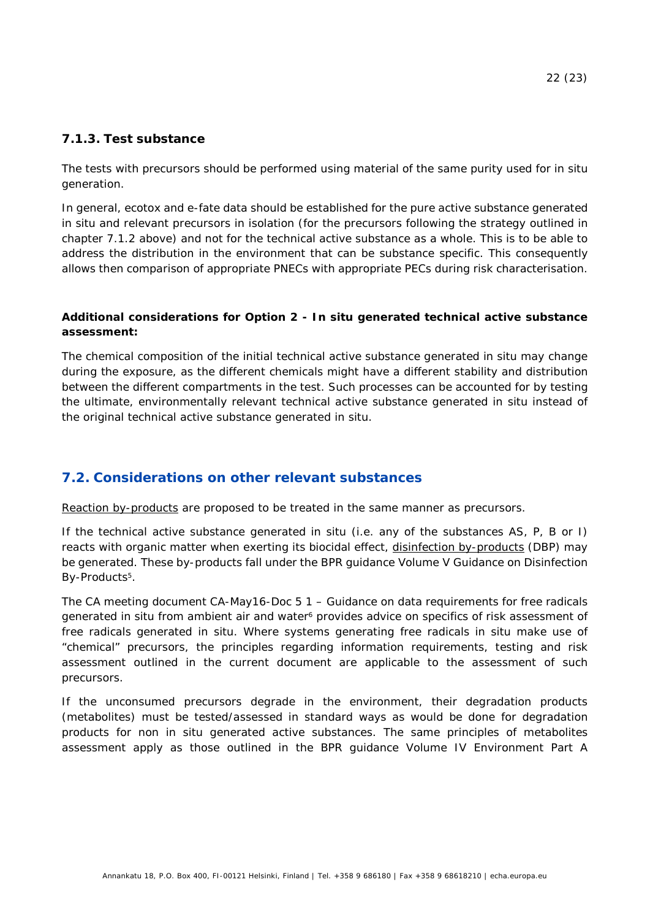### 7.1.3. Test substance

The tests with precursors should be performed using material of the same purity used for in situ generation.

In general, ecotox and e-fate data should be established for the pure active substance generated in situ and relevant precursors in isolation (for the precursors following the strategy outlined in chapter 7.1.2 above) and not for the technical active substance as a whole. This is to be able to address the distribution in the environment that can be substance specific. This consequently allows then comparison of appropriate PNECs with appropriate PECs during risk characterisation.

**Additional considerations for Option 2 - In situ generated technical active substance assessment:**

The chemical composition of the initial technical active substance generated in situ may change during the exposure, as the different chemicals might have a different stability and distribution between the different compartments in the test. Such processes can be accounted for by testing the ultimate, environmentally relevant technical active substance generated in situ instead of the original technical active substance generated in situ.

## 7.2. Considerations on other relevant substances

Reaction by-products are proposed to be treated in the same manner as precursors.

If the technical active substance generated in situ (i.e. any of the substances AS, P, B or I) reacts with organic matter when exerting its biocidal effect, disinfection by-products (DBP) may be generated. These by-products fall under the BPR guidance Volume V Guidance on Disinfection By-Products[5].

The CA meeting document CA-May16-Doc 5 1 – Guidance on data requirements for free radicals generated in situ from ambient air and water[6] provides advice on specifics of risk assessment of free radicals generated in situ. Where systems generating free radicals in situ make use of "chemical" precursors, the principles regarding information requirements, testing and risk assessment outlined in the current document are applicable to the assessment of such precursors.

If the unconsumed precursors degrade in the environment, their degradation products (metabolites) must be tested/assessed in standard ways as would be done for degradation products for non in situ generated active substances. The same principles of metabolites assessment apply as those outlined in the BPR guidance Volume IV Environment Part A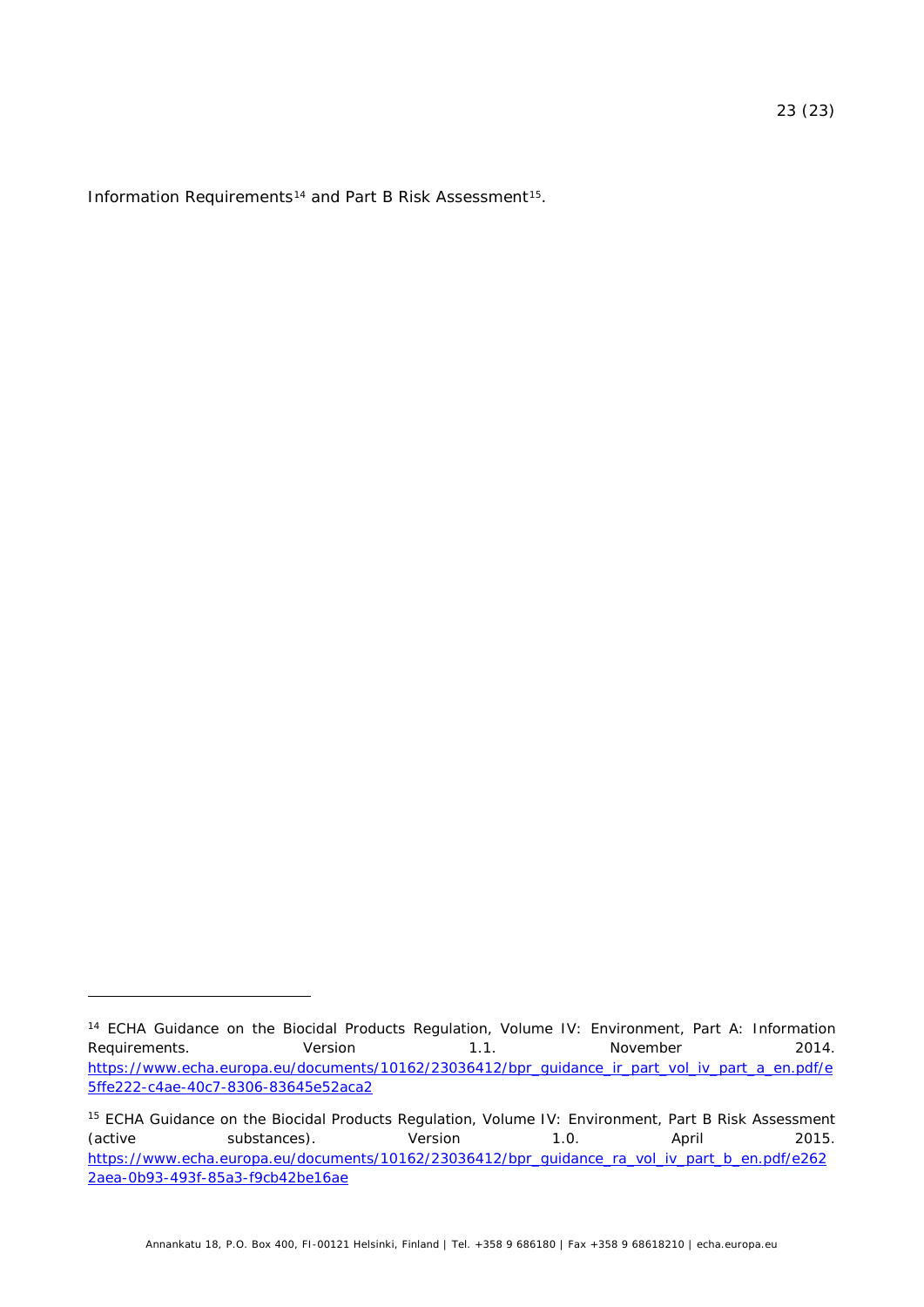Information Requirements[14] and Part B Risk Assessment[15].

---

[14] ECHA Guidance on the Biocidal Products Regulation, Volume IV: Environment, Part A: Information Requirements. Version 1.1. November 2014. https://www.echa.europa.eu/documents/10162/23036412/bpr_guidance_ir_part_vol_iv_part_a_en.pdf/e5ffe222-c4ae-40c7-8306-83645e52aca2

[15] ECHA Guidance on the Biocidal Products Regulation, Volume IV: Environment, Part B Risk Assessment (active substances). Version 1.0. April 2015. https://www.echa.europa.eu/documents/10162/23036412/bpr_guidance_ra_vol_iv_part_b_en.pdf/e2622aea-0b93-493f-85a3-f9cb42be16ae